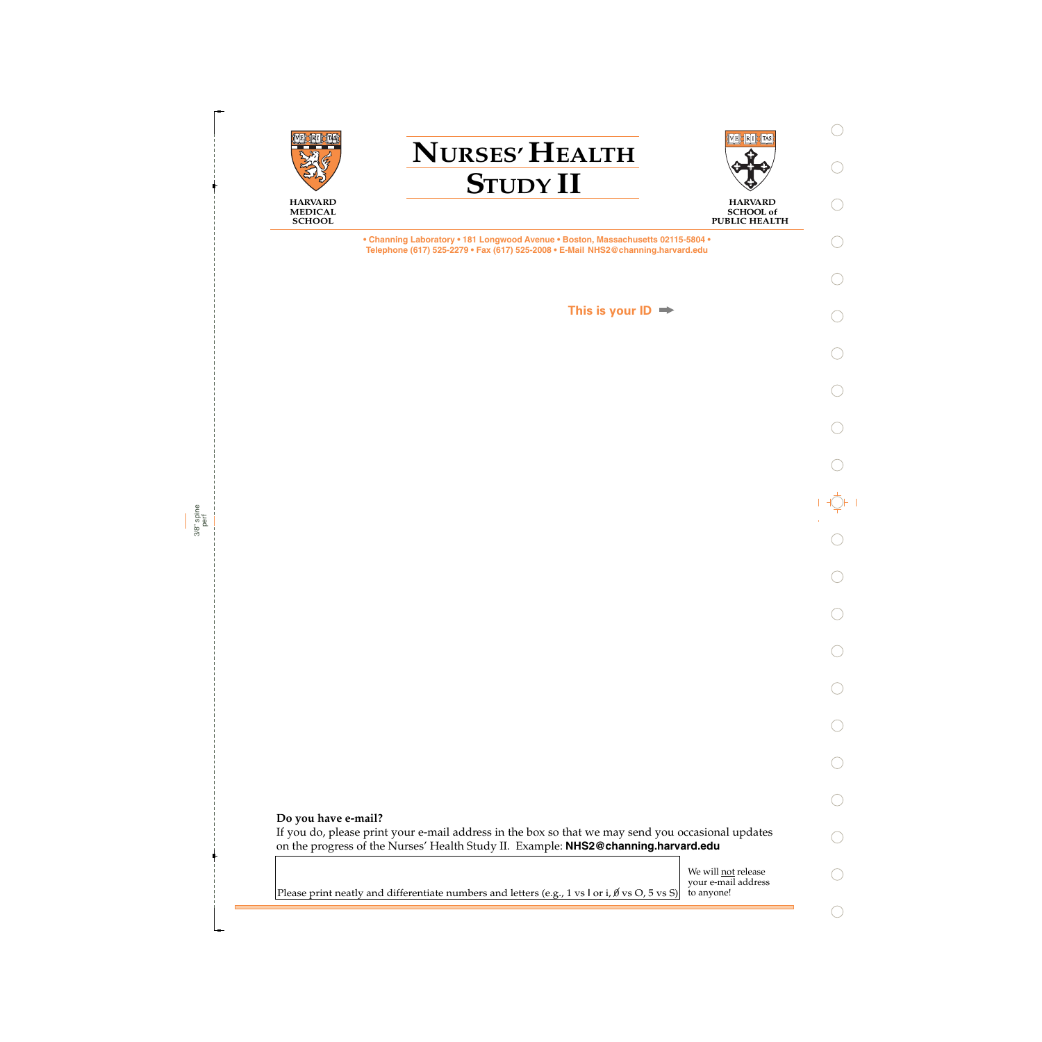HARVARD MEDICAL SCHOOL

# NURSES' HEALTH STUDY II

HARVARD SCHOOL of PUBLIC HEALTH

• Channing Laboratory • 181 Longwood Avenue • Boston, Massachusetts 02115-5804 •
Telephone (617) 525-2279 • Fax (617) 525-2008 • E-Mail NHS2@channing.harvard.edu

**This is your ID** ➡

**Do you have e-mail?**
If you do, please print your e-mail address in the box so that we may send you occasional updates on the progress of the Nurses' Health Study II. Example: **NHS2@channing.harvard.edu**

Please print neatly and differentiate numbers and letters (e.g., 1 vs l or i, Ø vs O, 5 vs S)

We will not release your e-mail address to anyone!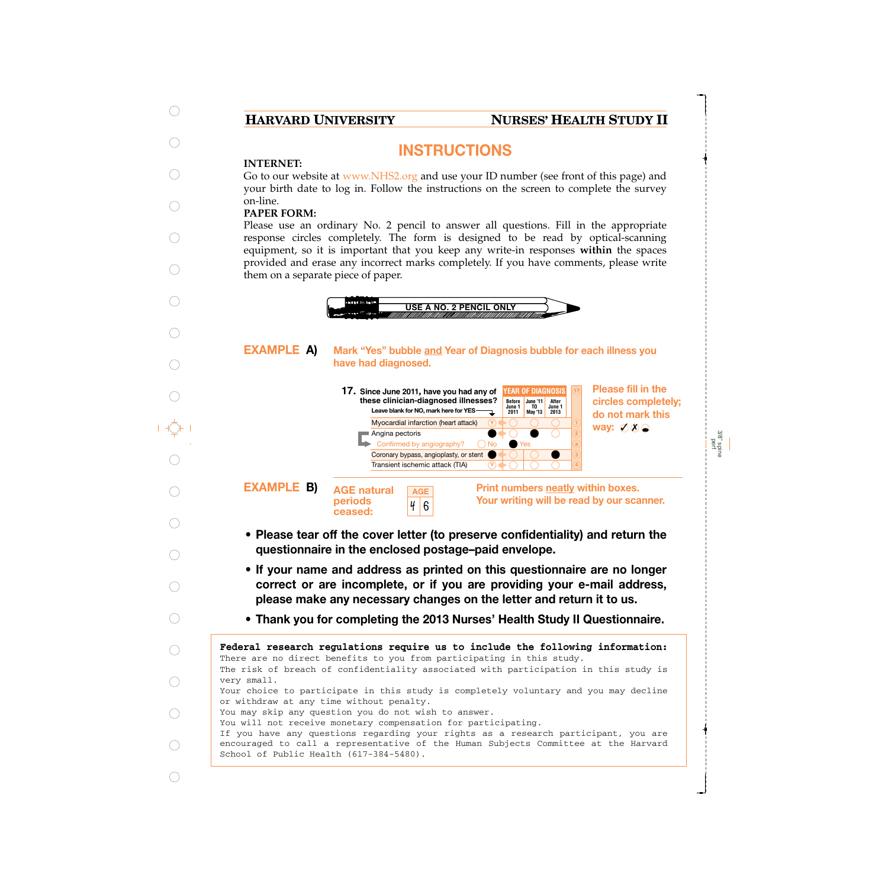# INSTRUCTIONS

**INTERNET:**

Go to our website at www.NHS2.org and use your ID number (see front of this page) and your birth date to log in. Follow the instructions on the screen to complete the survey on-line.

**PAPER FORM:**

Please use an ordinary No. 2 pencil to answer all questions. Fill in the appropriate response circles completely. The form is designed to be read by optical-scanning equipment, so it is important that you keep any write-in responses **within** the spaces provided and erase any incorrect marks completely. If you have comments, please write them on a separate piece of paper.

USE A NO. 2 PENCIL ONLY

**EXAMPLE A)** **Mark "Yes" bubble and Year of Diagnosis bubble for each illness you have had diagnosed.**

**17. Since June 2011, have you had any of these clinician-diagnosed illnesses?**
Leave blank for NO, mark here for YES

| | YES | Before June 1 2011 | June '11 TO May '13 | After June 1 2013 |
|---|---|---|---|---|
| Myocardial infarction (heart attack) | Y | ○ | ○ | ○ |
| Angina pectoris | ● | ○ | ● | ○ |
| Confirmed by angiography? | ○ No | ● Yes | | |
| Coronary bypass, angioplasty, or stent | ● | ○ | ○ | ● |
| Transient ischemic attack (TIA) | Y | ○ | ○ | ○ |

**Please fill in the circles completely; do not mark this way:** ✓ ✗

**EXAMPLE B)** **AGE natural periods ceased:** AGE: 4 6

**Print numbers neatly within boxes. Your writing will be read by our scanner.**

- **Please tear off the cover letter (to preserve confidentiality) and return the questionnaire in the enclosed postage–paid envelope.**
- **If your name and address as printed on this questionnaire are no longer correct or are incomplete, or if you are providing your e-mail address, please make any necessary changes on the letter and return it to us.**
- **Thank you for completing the 2013 Nurses' Health Study II Questionnaire.**

**Federal research regulations require us to include the following information:**
There are no direct benefits to you from participating in this study.
The risk of breach of confidentiality associated with participation in this study is very small.
Your choice to participate in this study is completely voluntary and you may decline or withdraw at any time without penalty.
You may skip any question you do not wish to answer.
You will not receive monetary compensation for participating.
If you have any questions regarding your rights as a research participant, you are encouraged to call a representative of the Human Subjects Committee at the Harvard School of Public Health (617-384-5480).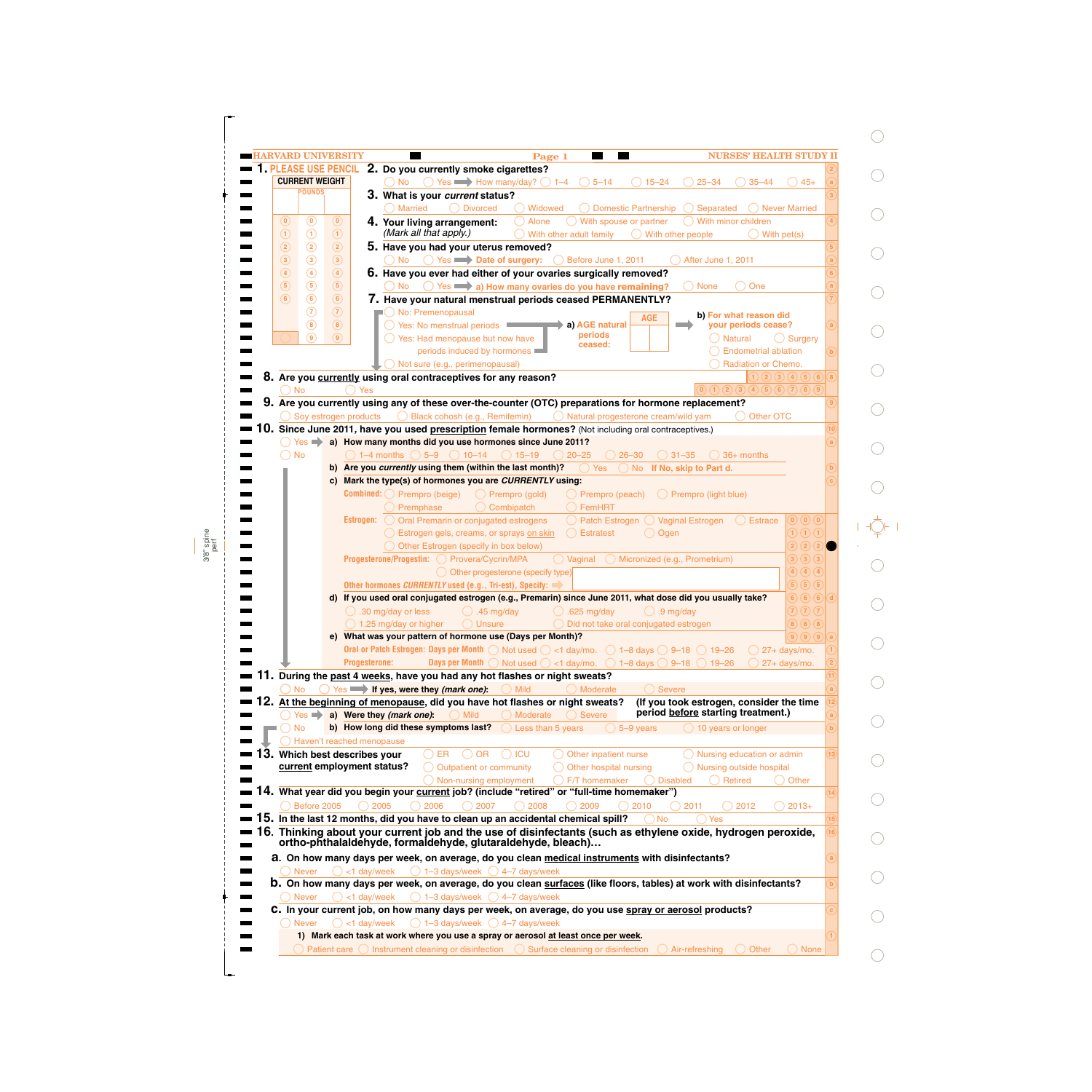HARVARD UNIVERSITY — NURSES' HEALTH STUDY II

**1.** PLEASE USE PENCIL

CURRENT WEIGHT

POUNDS

**2. Do you currently smoke cigarettes?**

◯ No ◯ Yes ➡ How many/day? ◯ 1–4 ◯ 5–14 ◯ 15–24 ◯ 25–34 ◯ 35–44 ◯ 45+

**3. What is your *current* status?**

◯ Married ◯ Divorced ◯ Widowed ◯ Domestic Partnership ◯ Separated ◯ Never Married

**4. Your living arrangement:** *(Mark all that apply.)*

◯ Alone ◯ With spouse or partner ◯ With minor children ◯ With other adult family ◯ With other people ◯ With pet(s)

**5. Have you had your uterus removed?**

◯ No ◯ Yes ➡ Date of surgery: ◯ Before June 1, 2011 ◯ After June 1, 2011

**6. Have you ever had either of your ovaries surgically removed?**

◯ No ◯ Yes ➡ a) How many ovaries do you have remaining? ◯ None ◯ One

**7. Have your natural menstrual periods ceased PERMANENTLY?**

◯ No: Premenopausal
◯ Yes: No menstrual periods
◯ Yes: Had menopause but now have periods induced by hormones
◯ Not sure (e.g., perimenopausal)

a) AGE natural periods ceased: AGE

b) For what reason did your periods cease?
◯ Natural ◯ Surgery ◯ Endometrial ablation ◯ Radiation or Chemo.

**8. Are you currently using oral contraceptives for any reason?**

◯ No ◯ Yes

**9. Are you currently using any of these over-the-counter (OTC) preparations for hormone replacement?**

◯ Soy estrogen products ◯ Black cohosh (e.g., Remifemin) ◯ Natural progesterone cream/wild yam ◯ Other OTC

**10. Since June 2011, have you used prescription female hormones?** (Not including oral contraceptives.)

◯ Yes ➡ **a) How many months did you use hormones since June 2011?**
◯ 1–4 months ◯ 5–9 ◯ 10–14 ◯ 15–19 ◯ 20–25 ◯ 26–30 ◯ 31–35 ◯ 36+ months

◯ No

**b) Are you *currently* using them (within the last month)?** ◯ Yes ◯ No **If No, skip to Part d.**

**c) Mark the type(s) of hormones you are *CURRENTLY* using:**

Combined: ◯ Prempro (beige) ◯ Prempro (gold) ◯ Prempro (peach) ◯ Prempro (light blue) ◯ Premphase ◯ Combipatch ◯ FemHRT

Estrogen: ◯ Oral Premarin or conjugated estrogens ◯ Patch Estrogen ◯ Vaginal Estrogen ◯ Estrace ◯ Estrogen gels, creams, or sprays on skin ◯ Estratest ◯ Ogen ◯ Other Estrogen (specify in box below)

Progesterone/Progestin: ◯ Provera/Cycrin/MPA ◯ Vaginal ◯ Micronized (e.g., Prometrium) ◯ Other progesterone (specify type)

Other hormones *CURRENTLY* used (e.g., Tri-est), Specify: ➡

**d) If you used oral conjugated estrogen (e.g., Premarin) since June 2011, what dose did you usually take?**

◯ .30 mg/day or less ◯ .45 mg/day ◯ .625 mg/day ◯ .9 mg/day ◯ 1.25 mg/day or higher ◯ Unsure ◯ Did not take oral conjugated estrogen

**e) What was your pattern of hormone use (Days per Month)?**

Oral or Patch Estrogen: Days per Month ◯ Not used ◯ <1 day/mo. ◯ 1–8 days ◯ 9–18 ◯ 19–26 ◯ 27+ days/mo.

Progesterone: Days per Month ◯ Not used ◯ <1 day/mo. ◯ 1–8 days ◯ 9–18 ◯ 19–26 ◯ 27+ days/mo.

**11. During the past 4 weeks, have you had any hot flashes or night sweats?**

◯ No ◯ Yes ➡ If yes, were they *(mark one)*: ◯ Mild ◯ Moderate ◯ Severe

**12. At the beginning of menopause, did you have hot flashes or night sweats?** (If you took estrogen, consider the time period before starting treatment.)

◯ Yes ➡ **a) Were they *(mark one)*:** ◯ Mild ◯ Moderate ◯ Severe
◯ No **b) How long did these symptoms last?** ◯ Less than 5 years ◯ 5–9 years ◯ 10 years or longer
◯ Haven't reached menopause

**13. Which best describes your current employment status?**

◯ ER ◯ OR ◯ ICU ◯ Other inpatient nurse ◯ Nursing education or admin ◯ Outpatient or community ◯ Other hospital nursing ◯ Nursing outside hospital ◯ Non-nursing employment ◯ F/T homemaker ◯ Disabled ◯ Retired ◯ Other

**14. What year did you begin your current job? (include "retired" or "full-time homemaker")**

◯ Before 2005 ◯ 2005 ◯ 2006 ◯ 2007 ◯ 2008 ◯ 2009 ◯ 2010 ◯ 2011 ◯ 2012 ◯ 2013+

**15. In the last 12 months, did you have to clean up an accidental chemical spill?** ◯ No ◯ Yes

**16. Thinking about your current job and the use of disinfectants (such as ethylene oxide, hydrogen peroxide, ortho-phthalaldehyde, formaldehyde, glutaraldehyde, bleach)…**

**a. On how many days per week, on average, do you clean medical instruments with disinfectants?**

◯ Never ◯ <1 day/week ◯ 1–3 days/week ◯ 4–7 days/week

**b. On how many days per week, on average, do you clean surfaces (like floors, tables) at work with disinfectants?**

◯ Never ◯ <1 day/week ◯ 1–3 days/week ◯ 4–7 days/week

**c. In your current job, on how many days per week, on average, do you use spray or aerosol products?**

◯ Never ◯ <1 day/week ◯ 1–3 days/week ◯ 4–7 days/week

**1) Mark each task at work where you use a spray or aerosol at least once per week.**

◯ Patient care ◯ Instrument cleaning or disinfection ◯ Surface cleaning or disinfection ◯ Air-refreshing ◯ Other ◯ None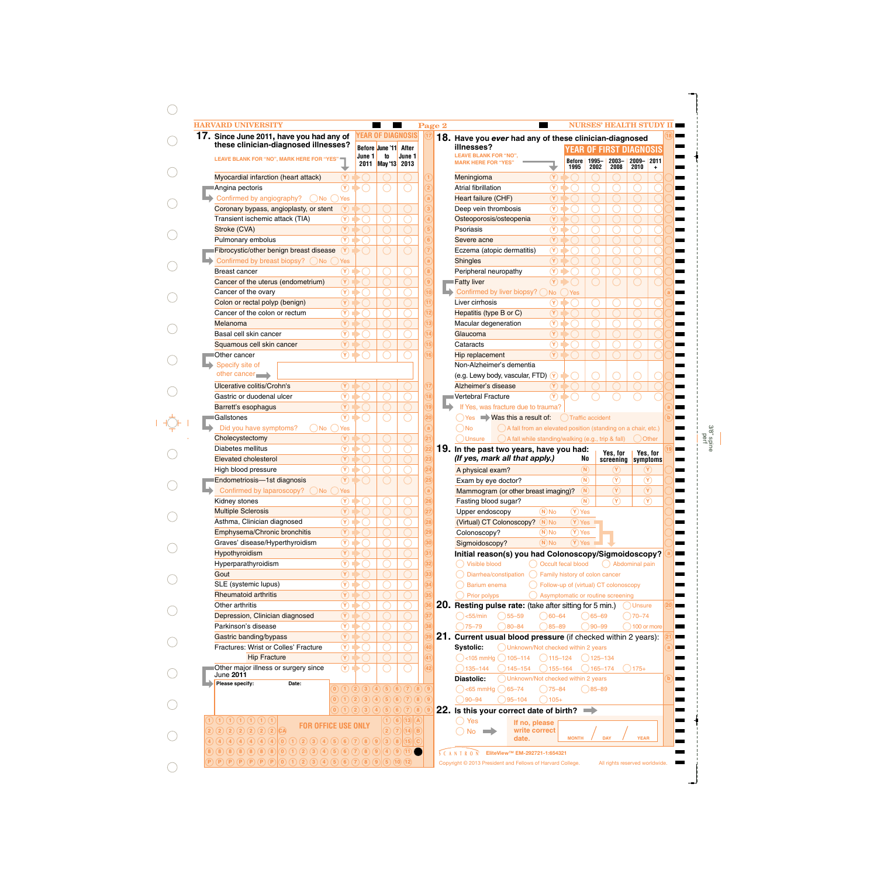HARVARD UNIVERSITY — Page 2 — NURSES' HEALTH STUDY II

## 17. Since June 2011, have you had any of these clinician-diagnosed illnesses?

LEAVE BLANK FOR "NO", MARK HERE FOR "YES"

| Illness | | YEAR OF DIAGNOSIS: Before June 1 2011 | June '11 to May '13 | After June 1 2013 |
|---|---|---|---|---|
| Myocardial infarction (heart attack) | Y | ◯ | ◯ | ◯ |
| Angina pectoris | Y | ◯ | ◯ | ◯ |
| Confirmed by angiography? ◯ No ◯ Yes | | | | |
| Coronary bypass, angioplasty, or stent | Y | ◯ | ◯ | ◯ |
| Transient ischemic attack (TIA) | Y | ◯ | ◯ | ◯ |
| Stroke (CVA) | Y | ◯ | ◯ | ◯ |
| Pulmonary embolus | Y | ◯ | ◯ | ◯ |
| Fibrocystic/other benign breast disease | Y | ◯ | ◯ | ◯ |
| Confirmed by breast biopsy? ◯ No ◯ Yes | | | | |
| Breast cancer | Y | ◯ | ◯ | ◯ |
| Cancer of the uterus (endometrium) | Y | ◯ | ◯ | ◯ |
| Cancer of the ovary | Y | ◯ | ◯ | ◯ |
| Colon or rectal polyp (benign) | Y | ◯ | ◯ | ◯ |
| Cancer of the colon or rectum | Y | ◯ | ◯ | ◯ |
| Melanoma | Y | ◯ | ◯ | ◯ |
| Basal cell skin cancer | Y | ◯ | ◯ | ◯ |
| Squamous cell skin cancer | Y | ◯ | ◯ | ◯ |
| Other cancer | Y | ◯ | ◯ | ◯ |
| Specify site of other cancer ➡ ______ | | | | |
| Ulcerative colitis/Crohn's | Y | ◯ | ◯ | ◯ |
| Gastric or duodenal ulcer | Y | ◯ | ◯ | ◯ |
| Barrett's esophagus | Y | ◯ | ◯ | ◯ |
| Gallstones | Y | ◯ | ◯ | ◯ |
| Did you have symptoms? ◯ No ◯ Yes | | | | |
| Cholecystectomy | Y | ◯ | ◯ | ◯ |
| Diabetes mellitus | Y | ◯ | ◯ | ◯ |
| Elevated cholesterol | Y | ◯ | ◯ | ◯ |
| High blood pressure | Y | ◯ | ◯ | ◯ |
| Endometriosis—1st diagnosis | Y | ◯ | ◯ | ◯ |
| Confirmed by laparoscopy? ◯ No ◯ Yes | | | | |
| Kidney stones | Y | ◯ | ◯ | ◯ |
| Multiple Sclerosis | Y | ◯ | ◯ | ◯ |
| Asthma, Clinician diagnosed | Y | ◯ | ◯ | ◯ |
| Emphysema/Chronic bronchitis | Y | ◯ | ◯ | ◯ |
| Graves' disease/Hyperthyroidism | Y | ◯ | ◯ | ◯ |
| Hypothyroidism | Y | ◯ | ◯ | ◯ |
| Hyperparathyroidism | Y | ◯ | ◯ | ◯ |
| Gout | Y | ◯ | ◯ | ◯ |
| SLE (systemic lupus) | Y | ◯ | ◯ | ◯ |
| Rheumatoid arthritis | Y | ◯ | ◯ | ◯ |
| Other arthritis | Y | ◯ | ◯ | ◯ |
| Depression, Clinician diagnosed | Y | ◯ | ◯ | ◯ |
| Parkinson's disease | Y | ◯ | ◯ | ◯ |
| Gastric banding/bypass | Y | ◯ | ◯ | ◯ |
| Fractures: Wrist or Colles' Fracture | Y | ◯ | ◯ | ◯ |
| Hip Fracture | Y | ◯ | ◯ | ◯ |
| Other major illness or surgery since June 2011 | Y | ◯ | ◯ | ◯ |

Please specify: ______ Date: ______

FOR OFFICE USE ONLY

## 18. Have you *ever* had any of these clinician-diagnosed illnesses?

LEAVE BLANK FOR "NO", MARK HERE FOR "YES"

| Illness | | YEAR OF FIRST DIAGNOSIS: Before 1995 | 1995–2002 | 2003–2008 | 2009–2010 | 2011+ |
|---|---|---|---|---|---|---|
| Meningioma | Y | ◯ | ◯ | ◯ | ◯ | ◯ |
| Atrial fibrillation | Y | ◯ | ◯ | ◯ | ◯ | ◯ |
| Heart failure (CHF) | Y | ◯ | ◯ | ◯ | ◯ | ◯ |
| Deep vein thrombosis | Y | ◯ | ◯ | ◯ | ◯ | ◯ |
| Osteoporosis/osteopenia | Y | ◯ | ◯ | ◯ | ◯ | ◯ |
| Psoriasis | Y | ◯ | ◯ | ◯ | ◯ | ◯ |
| Severe acne | Y | ◯ | ◯ | ◯ | ◯ | ◯ |
| Eczema (atopic dermatitis) | Y | ◯ | ◯ | ◯ | ◯ | ◯ |
| Shingles | Y | ◯ | ◯ | ◯ | ◯ | ◯ |
| Peripheral neuropathy | Y | ◯ | ◯ | ◯ | ◯ | ◯ |
| Fatty liver | Y | ◯ | ◯ | ◯ | ◯ | ◯ |
| Confirmed by liver biopsy? ◯ No ◯ Yes | | | | | | |
| Liver cirrhosis | Y | ◯ | ◯ | ◯ | ◯ | ◯ |
| Hepatitis (type B or C) | Y | ◯ | ◯ | ◯ | ◯ | ◯ |
| Macular degeneration | Y | ◯ | ◯ | ◯ | ◯ | ◯ |
| Glaucoma | Y | ◯ | ◯ | ◯ | ◯ | ◯ |
| Cataracts | Y | ◯ | ◯ | ◯ | ◯ | ◯ |
| Hip replacement | Y | ◯ | ◯ | ◯ | ◯ | ◯ |
| Non-Alzheimer's dementia (e.g. Lewy body, vascular, FTD) | Y | ◯ | ◯ | ◯ | ◯ | ◯ |
| Alzheimer's disease | Y | ◯ | ◯ | ◯ | ◯ | ◯ |
| Vertebral Fracture | Y | ◯ | ◯ | ◯ | ◯ | ◯ |

If Yes, was fracture due to trauma?
◯ Yes ➡ Was this a result of: ◯ Traffic accident ◯ A fall from an elevated position (standing on a chair, etc.) ◯ A fall while standing/walking (e.g., trip & fall) ◯ Other
◯ No
◯ Unsure

## 19. In the past two years, have you had: *(If yes, mark all that apply.)*

| | No | Yes, for screening | Yes, for symptoms |
|---|---|---|---|
| A physical exam? | N | Y | Y |
| Exam by eye doctor? | N | Y | Y |
| Mammogram (or other breast imaging)? | N | Y | Y |
| Fasting blood sugar? | N | Y | Y |

| | | |
|---|---|---|
| Upper endoscopy | N No | Y Yes |
| (Virtual) CT Colonoscopy? | N No | Y Yes |
| Colonoscopy? | N No | Y Yes |
| Sigmoidoscopy? | N No | Y Yes |

**Initial reason(s) you had Colonoscopy/Sigmoidoscopy?**
◯ Visible blood ◯ Occult fecal blood ◯ Abdominal pain
◯ Diarrhea/constipation ◯ Family history of colon cancer
◯ Barium enema ◯ Follow-up of (virtual) CT colonoscopy
◯ Prior polyps ◯ Asymptomatic or routine screening

## 20. Resting pulse rate: (take after sitting for 5 min.) ◯ Unsure

◯ <55/min ◯ 55–59 ◯ 60–64 ◯ 65–69 ◯ 70–74
◯ 75–79 ◯ 80–84 ◯ 85–89 ◯ 90–99 ◯ 100 or more

## 21. Current usual blood pressure (if checked within 2 years):

**Systolic:** ◯ Unknown/Not checked within 2 years
◯ <105 mmHg ◯ 105–114 ◯ 115–124 ◯ 125–134
◯ 135–144 ◯ 145–154 ◯ 155–164 ◯ 165–174 ◯ 175+

**Diastolic:** ◯ Unknown/Not checked within 2 years
◯ <65 mmHg ◯ 65–74 ◯ 75–84 ◯ 85–89
◯ 90–94 ◯ 95–104 ◯ 105+

## 22. Is this your correct date of birth?

◯ Yes
◯ No ➡ If no, please write correct date. MONTH / DAY / YEAR

SCANTRON EliteView™ EM-292721-1:654321

Copyright © 2013 President and Fellows of Harvard College. All rights reserved worldwide.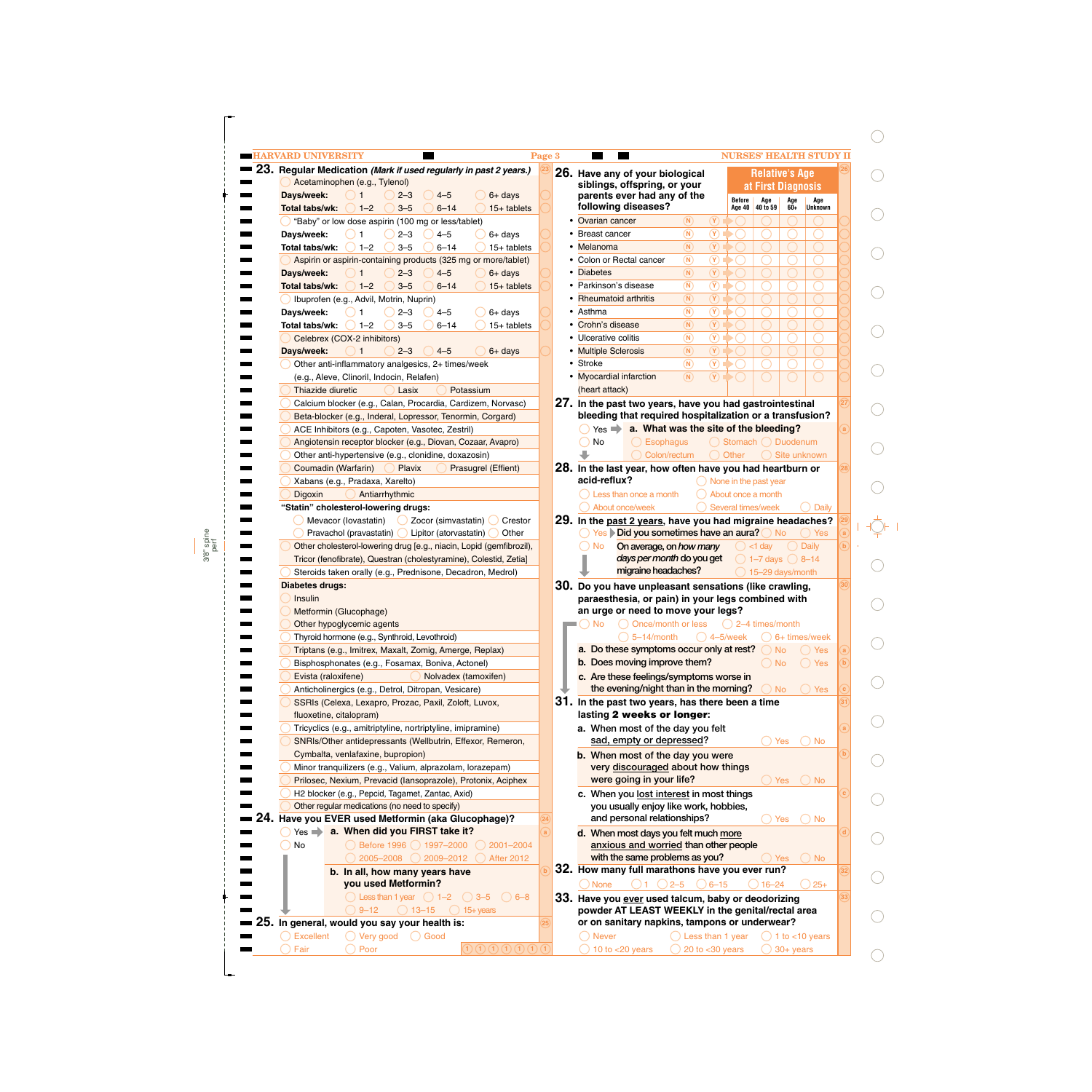**23. Regular Medication** ***(Mark if used regularly in past 2 years.)***

- ◯ Acetaminophen (e.g., Tylenol)
  - **Days/week:** ◯ 1 ◯ 2–3 ◯ 4–5 ◯ 6+ days
  - **Total tabs/wk:** ◯ 1–2 ◯ 3–5 ◯ 6–14 ◯ 15+ tablets
- ◯ "Baby" or low dose aspirin (100 mg or less/tablet)
  - **Days/week:** ◯ 1 ◯ 2–3 ◯ 4–5 ◯ 6+ days
  - **Total tabs/wk:** ◯ 1–2 ◯ 3–5 ◯ 6–14 ◯ 15+ tablets
- ◯ Aspirin or aspirin-containing products (325 mg or more/tablet)
  - **Days/week:** ◯ 1 ◯ 2–3 ◯ 4–5 ◯ 6+ days
  - **Total tabs/wk:** ◯ 1–2 ◯ 3–5 ◯ 6–14 ◯ 15+ tablets
- ◯ Ibuprofen (e.g., Advil, Motrin, Nuprin)
  - **Days/week:** ◯ 1 ◯ 2–3 ◯ 4–5 ◯ 6+ days
  - **Total tabs/wk:** ◯ 1–2 ◯ 3–5 ◯ 6–14 ◯ 15+ tablets
- ◯ Celebrex (COX-2 inhibitors)
  - **Days/week:** ◯ 1 ◯ 2–3 ◯ 4–5 ◯ 6+ days
- ◯ Other anti-inflammatory analgesics, 2+ times/week (e.g., Aleve, Clinoril, Indocin, Relafen)
- ◯ Thiazide diuretic ◯ Lasix ◯ Potassium
- ◯ Calcium blocker (e.g., Calan, Procardia, Cardizem, Norvasc)
- ◯ Beta-blocker (e.g., Inderal, Lopressor, Tenormin, Corgard)
- ◯ ACE Inhibitors (e.g., Capoten, Vasotec, Zestril)
- ◯ Angiotensin receptor blocker (e.g., Diovan, Cozaar, Avapro)
- ◯ Other anti-hypertensive (e.g., clonidine, doxazosin)
- ◯ Coumadin (Warfarin) ◯ Plavix ◯ Prasugrel (Effient)
- ◯ Xabans (e.g., Pradaxa, Xarelto)
- ◯ Digoxin ◯ Antiarrhythmic

**"Statin" cholesterol-lowering drugs:**

- ◯ Mevacor (lovastatin) ◯ Zocor (simvastatin) ◯ Crestor
- ◯ Pravachol (pravastatin) ◯ Lipitor (atorvastatin) ◯ Other
- ◯ Other cholesterol-lowering drug [e.g., niacin, Lopid (gemfibrozil), Tricor (fenofibrate), Questran (cholestyramine), Colestid, Zetia]
- ◯ Steroids taken orally (e.g., Prednisone, Decadron, Medrol)

**Diabetes drugs:**

- ◯ Insulin
- ◯ Metformin (Glucophage)
- ◯ Other hypoglycemic agents
- ◯ Thyroid hormone (e.g., Synthroid, Levothroid)
- ◯ Triptans (e.g., Imitrex, Maxalt, Zomig, Amerge, Replax)
- ◯ Bisphosphonates (e.g., Fosamax, Boniva, Actonel)
- ◯ Evista (raloxifene) ◯ Nolvadex (tamoxifen)
- ◯ Anticholinergics (e.g., Detrol, Ditropan, Vesicare)
- ◯ SSRIs (Celexa, Lexapro, Prozac, Paxil, Zoloft, Luvox, fluoxetine, citalopram)
- ◯ Tricyclics (e.g., amitriptyline, nortriptyline, imipramine)
- ◯ SNRIs/Other antidepressants (Wellbutrin, Effexor, Remeron, Cymbalta, venlafaxine, bupropion)
- ◯ Minor tranquilizers (e.g., Valium, alprazolam, lorazepam)
- ◯ Prilosec, Nexium, Prevacid (lansoprazole), Protonix, Aciphex
- ◯ H2 blocker (e.g., Pepcid, Tagamet, Zantac, Axid)
- ◯ Other regular medications (no need to specify)

**24. Have you EVER used Metformin (aka Glucophage)?**

◯ Yes ➡ **a. When did you FIRST take it?**
◯ Before 1996 ◯ 1997–2000 ◯ 2001–2004 ◯ 2005–2008 ◯ 2009–2012 ◯ After 2012

**b. In all, how many years have you used Metformin?**
◯ Less than 1 year ◯ 1–2 ◯ 3–5 ◯ 6–8 ◯ 9–12 ◯ 13–15 ◯ 15+ years

◯ No

**25. In general, would you say your health is:**

◯ Excellent ◯ Very good ◯ Good ◯ Fair ◯ Poor

**26. Have any of your biological siblings, offspring, or your parents ever had any of the following diseases?**

| Disease | | | Relative's Age at First Diagnosis: Before Age 40 | Age 40 to 59 | Age 60+ | Age Unknown |
|---|---|---|---|---|---|---|
| Ovarian cancer | Ⓝ | Ⓨ | ◯ | ◯ | ◯ | ◯ |
| Breast cancer | Ⓝ | Ⓨ | ◯ | ◯ | ◯ | ◯ |
| Melanoma | Ⓝ | Ⓨ | ◯ | ◯ | ◯ | ◯ |
| Colon or Rectal cancer | Ⓝ | Ⓨ | ◯ | ◯ | ◯ | ◯ |
| Diabetes | Ⓝ | Ⓨ | ◯ | ◯ | ◯ | ◯ |
| Parkinson's disease | Ⓝ | Ⓨ | ◯ | ◯ | ◯ | ◯ |
| Rheumatoid arthritis | Ⓝ | Ⓨ | ◯ | ◯ | ◯ | ◯ |
| Asthma | Ⓝ | Ⓨ | ◯ | ◯ | ◯ | ◯ |
| Crohn's disease | Ⓝ | Ⓨ | ◯ | ◯ | ◯ | ◯ |
| Ulcerative colitis | Ⓝ | Ⓨ | ◯ | ◯ | ◯ | ◯ |
| Multiple Sclerosis | Ⓝ | Ⓨ | ◯ | ◯ | ◯ | ◯ |
| Stroke | Ⓝ | Ⓨ | ◯ | ◯ | ◯ | ◯ |
| Myocardial infarction (heart attack) | Ⓝ | Ⓨ | ◯ | ◯ | ◯ | ◯ |

**27. In the past two years, have you had gastrointestinal bleeding that required hospitalization or a transfusion?**

◯ Yes ➡ **a. What was the site of the bleeding?**
◯ Esophagus ◯ Stomach ◯ Duodenum ◯ Colon/rectum ◯ Other ◯ Site unknown

◯ No

**28. In the last year, how often have you had heartburn or acid-reflux?**

◯ None in the past year ◯ Less than once a month ◯ About once a month ◯ About once/week ◯ Several times/week ◯ Daily

**29. In the past 2 years, have you had migraine headaches?**

◯ Yes ➡ **Did you sometimes have an aura?** ◯ No ◯ Yes

◯ No

*On average, how many days per month* do you get migraine headaches? ◯ <1 day ◯ Daily ◯ 1–7 days ◯ 8–14 ◯ 15–29 days/month

**30. Do you have unpleasant sensations (like crawling, paraesthesia, or pain) in your legs combined with an urge or need to move your legs?**

◯ No ◯ Once/month or less ◯ 2–4 times/month ◯ 5–14/month ◯ 4–5/week ◯ 6+ times/week

**a.** Do these symptoms occur only at rest? ◯ No ◯ Yes

**b.** Does moving improve them? ◯ No ◯ Yes

**c.** Are these feelings/symptoms worse in the evening/night than in the morning? ◯ No ◯ Yes

**31. In the past two years, has there been a time lasting 2 weeks or longer:**

**a.** When most of the day you felt sad, empty or depressed? ◯ Yes ◯ No

**b.** When most of the day you were very discouraged about how things were going in your life? ◯ Yes ◯ No

**c.** When you lost interest in most things you usually enjoy like work, hobbies, and personal relationships? ◯ Yes ◯ No

**d.** When most days you felt much more anxious and worried than other people with the same problems as you? ◯ Yes ◯ No

**32. How many full marathons have you ever run?**

◯ None ◯ 1 ◯ 2–5 ◯ 6–15 ◯ 16–24 ◯ 25+

**33. Have you ever used talcum, baby or deodorizing powder AT LEAST WEEKLY in the genital/rectal area or on sanitary napkins, tampons or underwear?**

◯ Never ◯ Less than 1 year ◯ 1 to <10 years ◯ 10 to <20 years ◯ 20 to <30 years ◯ 30+ years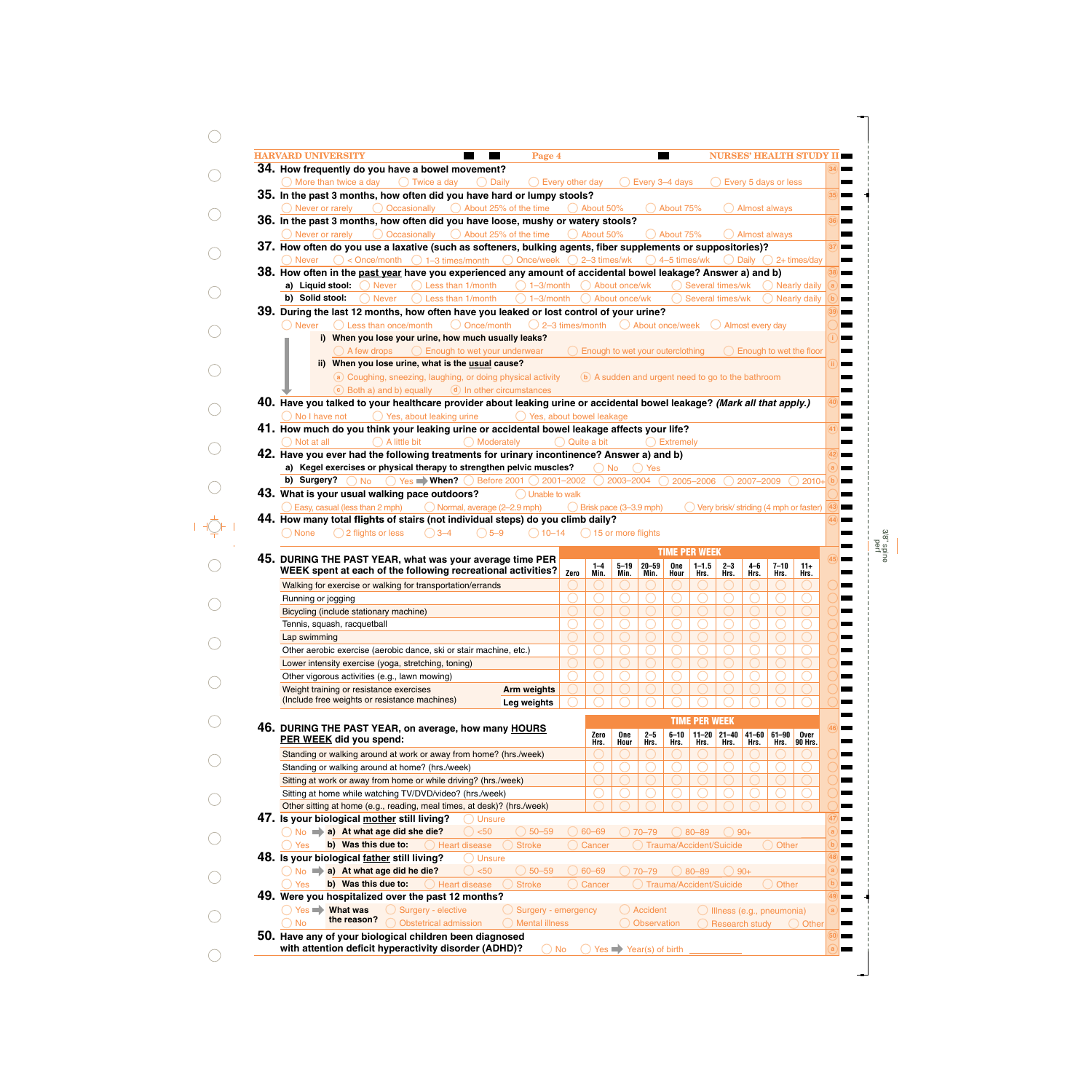**34. How frequently do you have a bowel movement?**

◯ More than twice a day ◯ Twice a day ◯ Daily ◯ Every other day ◯ Every 3–4 days ◯ Every 5 days or less

**35. In the past 3 months, how often did you have hard or lumpy stools?**

◯ Never or rarely ◯ Occasionally ◯ About 25% of the time ◯ About 50% ◯ About 75% ◯ Almost always

**36. In the past 3 months, how often did you have loose, mushy or watery stools?**

◯ Never or rarely ◯ Occasionally ◯ About 25% of the time ◯ About 50% ◯ About 75% ◯ Almost always

**37. How often do you use a laxative (such as softeners, bulking agents, fiber supplements or suppositories)?**

◯ Never ◯ < Once/month ◯ 1–3 times/month ◯ Once/week ◯ 2–3 times/wk ◯ 4–5 times/wk ◯ Daily ◯ 2+ times/day

**38. How often in the past year have you experienced any amount of accidental bowel leakage? Answer a) and b)**

**a) Liquid stool:** ◯ Never ◯ Less than 1/month ◯ 1–3/month ◯ About once/wk ◯ Several times/wk ◯ Nearly daily

**b) Solid stool:** ◯ Never ◯ Less than 1/month ◯ 1–3/month ◯ About once/wk ◯ Several times/wk ◯ Nearly daily

**39. During the last 12 months, how often have you leaked or lost control of your urine?**

◯ Never ◯ Less than once/month ◯ Once/month ◯ 2–3 times/month ◯ About once/week ◯ Almost every day

**i) When you lose your urine, how much usually leaks?**

◯ A few drops ◯ Enough to wet your underwear ◯ Enough to wet your outerclothing ◯ Enough to wet the floor

**ii) When you lose urine, what is the usual cause?**

ⓐ Coughing, sneezing, laughing, or doing physical activity ⓑ A sudden and urgent need to go to the bathroom

ⓒ Both a) and b) equally ⓓ In other circumstances

**40. Have you talked to your healthcare provider about leaking urine or accidental bowel leakage? *(Mark all that apply.)***

◯ No I have not ◯ Yes, about leaking urine ◯ Yes, about bowel leakage

**41. How much do you think your leaking urine or accidental bowel leakage affects your life?**

◯ Not at all ◯ A little bit ◯ Moderately ◯ Quite a bit ◯ Extremely

**42. Have you ever had the following treatments for urinary incontinence? Answer a) and b)**

**a) Kegel exercises or physical therapy to strengthen pelvic muscles?** ◯ No ◯ Yes

**b) Surgery?** ◯ No ◯ Yes ➡ **When?** ◯ Before 2001 ◯ 2001–2002 ◯ 2003–2004 ◯ 2005–2006 ◯ 2007–2009 ◯ 2010+

**43. What is your usual walking pace outdoors?** ◯ Unable to walk

◯ Easy, casual (less than 2 mph) ◯ Normal, average (2–2.9 mph) ◯ Brisk pace (3–3.9 mph) ◯ Very brisk/ striding (4 mph or faster)

**44. How many total flights of stairs (not individual steps) do you climb daily?**

◯ None ◯ 2 flights or less ◯ 3–4 ◯ 5–9 ◯ 10–14 ◯ 15 or more flights

**45. DURING THE PAST YEAR, what was your average time PER WEEK spent at each of the following recreational activities?**

| Activity | TIME PER WEEK | | | | | | | | | |
|---|---|---|---|---|---|---|---|---|---|---|
| | Zero | 1–4 Min. | 5–19 Min. | 20–59 Min. | One Hour | 1–1.5 Hrs. | 2–3 Hrs. | 4–6 Hrs. | 7–10 Hrs. | 11+ Hrs. |
| Walking for exercise or walking for transportation/errands | ◯ | ◯ | ◯ | ◯ | ◯ | ◯ | ◯ | ◯ | ◯ | ◯ |
| Running or jogging | ◯ | ◯ | ◯ | ◯ | ◯ | ◯ | ◯ | ◯ | ◯ | ◯ |
| Bicycling (include stationary machine) | ◯ | ◯ | ◯ | ◯ | ◯ | ◯ | ◯ | ◯ | ◯ | ◯ |
| Tennis, squash, racquetball | ◯ | ◯ | ◯ | ◯ | ◯ | ◯ | ◯ | ◯ | ◯ | ◯ |
| Lap swimming | ◯ | ◯ | ◯ | ◯ | ◯ | ◯ | ◯ | ◯ | ◯ | ◯ |
| Other aerobic exercise (aerobic dance, ski or stair machine, etc.) | ◯ | ◯ | ◯ | ◯ | ◯ | ◯ | ◯ | ◯ | ◯ | ◯ |
| Lower intensity exercise (yoga, stretching, toning) | ◯ | ◯ | ◯ | ◯ | ◯ | ◯ | ◯ | ◯ | ◯ | ◯ |
| Other vigorous activities (e.g., lawn mowing) | ◯ | ◯ | ◯ | ◯ | ◯ | ◯ | ◯ | ◯ | ◯ | ◯ |
| Weight training or resistance exercises (Include free weights or resistance machines) — **Arm weights** | ◯ | ◯ | ◯ | ◯ | ◯ | ◯ | ◯ | ◯ | ◯ | ◯ |
| **Leg weights** | ◯ | ◯ | ◯ | ◯ | ◯ | ◯ | ◯ | ◯ | ◯ | ◯ |

**46. DURING THE PAST YEAR, on average, how many HOURS PER WEEK did you spend:**

| Activity | TIME PER WEEK | | | | | | | | |
|---|---|---|---|---|---|---|---|---|---|
| | Zero Hrs. | One Hour | 2–5 Hrs. | 6–10 Hrs. | 11–20 Hrs. | 21–40 Hrs. | 41–60 Hrs. | 61–90 Hrs. | Over 90 Hrs. |
| Standing or walking around at work or away from home? (hrs./week) | ◯ | ◯ | ◯ | ◯ | ◯ | ◯ | ◯ | ◯ | ◯ |
| Standing or walking around at home? (hrs./week) | ◯ | ◯ | ◯ | ◯ | ◯ | ◯ | ◯ | ◯ | ◯ |
| Sitting at work or away from home or while driving? (hrs./week) | ◯ | ◯ | ◯ | ◯ | ◯ | ◯ | ◯ | ◯ | ◯ |
| Sitting at home while watching TV/DVD/video? (hrs./week) | ◯ | ◯ | ◯ | ◯ | ◯ | ◯ | ◯ | ◯ | ◯ |
| Other sitting at home (e.g., reading, meal times, at desk)? (hrs./week) | ◯ | ◯ | ◯ | ◯ | ◯ | ◯ | ◯ | ◯ | ◯ |

**47. Is your biological mother still living?** ◯ Unsure

◯ No ➡ **a) At what age did she die?** ◯ <50 ◯ 50–59 ◯ 60–69 ◯ 70–79 ◯ 80–89 ◯ 90+

◯ Yes **b) Was this due to:** ◯ Heart disease ◯ Stroke ◯ Cancer ◯ Trauma/Accident/Suicide ◯ Other

**48. Is your biological father still living?** ◯ Unsure

◯ No ➡ **a) At what age did he die?** ◯ <50 ◯ 50–59 ◯ 60–69 ◯ 70–79 ◯ 80–89 ◯ 90+

◯ Yes **b) Was this due to:** ◯ Heart disease ◯ Stroke ◯ Cancer ◯ Trauma/Accident/Suicide ◯ Other

**49. Were you hospitalized over the past 12 months?**

◯ Yes ➡ **What was the reason?** ◯ Surgery - elective ◯ Surgery - emergency ◯ Accident ◯ Illness (e.g., pneumonia)

◯ No ◯ Obstetrical admission ◯ Mental illness ◯ Observation ◯ Research study ◯ Other

**50. Have any of your biological children been diagnosed with attention deficit hyperactivity disorder (ADHD)?** ◯ No ◯ Yes ➡ Year(s) of birth __________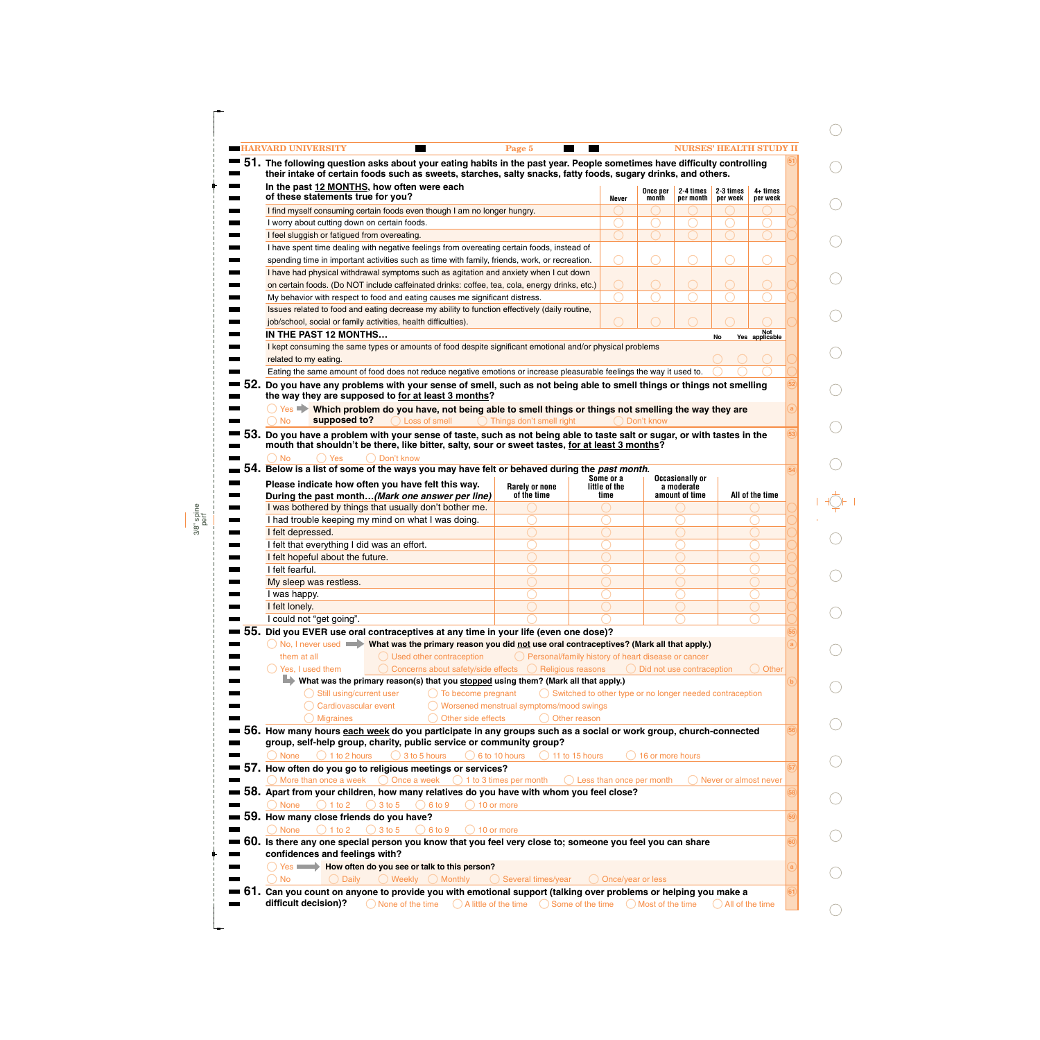**51. The following question asks about your eating habits in the past year. People sometimes have difficulty controlling their intake of certain foods such as sweets, starches, salty snacks, fatty foods, sugary drinks, and others.**

| In the past 12 MONTHS, how often were each of these statements true for you? | Never | Once per month | 2-4 times per month | 2-3 times per week | 4+ times per week |
|---|---|---|---|---|---|
| I find myself consuming certain foods even though I am no longer hungry. | ◯ | ◯ | ◯ | ◯ | ◯ |
| I worry about cutting down on certain foods. | ◯ | ◯ | ◯ | ◯ | ◯ |
| I feel sluggish or fatigued from overeating. | ◯ | ◯ | ◯ | ◯ | ◯ |
| I have spent time dealing with negative feelings from overeating certain foods, instead of spending time in important activities such as time with family, friends, work, or recreation. | ◯ | ◯ | ◯ | ◯ | ◯ |
| I have had physical withdrawal symptoms such as agitation and anxiety when I cut down on certain foods. (Do NOT include caffeinated drinks: coffee, tea, cola, energy drinks, etc.) | ◯ | ◯ | ◯ | ◯ | ◯ |
| My behavior with respect to food and eating causes me significant distress. | ◯ | ◯ | ◯ | ◯ | ◯ |
| Issues related to food and eating decrease my ability to function effectively (daily routine, job/school, social or family activities, health difficulties). | ◯ | ◯ | ◯ | ◯ | ◯ |

| IN THE PAST 12 MONTHS… | No | Yes | Not applicable |
|---|---|---|---|
| I kept consuming the same types or amounts of food despite significant emotional and/or physical problems related to my eating. | ◯ | ◯ | ◯ |
| Eating the same amount of food does not reduce negative emotions or increase pleasurable feelings the way it used to. | ◯ | ◯ | ◯ |

**52. Do you have any problems with your sense of smell, such as not being able to smell things or things not smelling the way they are supposed to for at least 3 months?**

◯ Yes ➡ **Which problem do you have, not being able to smell things or things not smelling the way they are supposed to?** ◯ Loss of smell ◯ Things don't smell right ◯ Don't know

◯ No

**53. Do you have a problem with your sense of taste, such as not being able to taste salt or sugar, or with tastes in the mouth that shouldn't be there, like bitter, salty, sour or sweet tastes, for at least 3 months?**

◯ No ◯ Yes ◯ Don't know

**54. Below is a list of some of the ways you may have felt or behaved during the *past month*.**

| Please indicate how often you have felt this way. During the past month…*(Mark one answer per line)* | Rarely or none of the time | Some or a little of the time | Occasionally or a moderate amount of time | All of the time |
|---|---|---|---|---|
| I was bothered by things that usually don't bother me. | ◯ | ◯ | ◯ | ◯ |
| I had trouble keeping my mind on what I was doing. | ◯ | ◯ | ◯ | ◯ |
| I felt depressed. | ◯ | ◯ | ◯ | ◯ |
| I felt that everything I did was an effort. | ◯ | ◯ | ◯ | ◯ |
| I felt hopeful about the future. | ◯ | ◯ | ◯ | ◯ |
| I felt fearful. | ◯ | ◯ | ◯ | ◯ |
| My sleep was restless. | ◯ | ◯ | ◯ | ◯ |
| I was happy. | ◯ | ◯ | ◯ | ◯ |
| I felt lonely. | ◯ | ◯ | ◯ | ◯ |
| I could not "get going". | ◯ | ◯ | ◯ | ◯ |

**55. Did you EVER use oral contraceptives at any time in your life (even one dose)?**

◯ No, I never used them at all ➡ **What was the primary reason you did not use oral contraceptives? (Mark all that apply.)**
◯ Used other contraception ◯ Personal/family history of heart disease or cancer
◯ Concerns about safety/side effects ◯ Religious reasons ◯ Did not use contraception ◯ Other

◯ Yes, I used them ➡ **What was the primary reason(s) that you stopped using them? (Mark all that apply.)**
◯ Still using/current user ◯ To become pregnant ◯ Switched to other type or no longer needed contraception
◯ Cardiovascular event ◯ Worsened menstrual symptoms/mood swings
◯ Migraines ◯ Other side effects ◯ Other reason

**56. How many hours each week do you participate in any groups such as a social or work group, church-connected group, self-help group, charity, public service or community group?**

◯ None ◯ 1 to 2 hours ◯ 3 to 5 hours ◯ 6 to 10 hours ◯ 11 to 15 hours ◯ 16 or more hours

**57. How often do you go to religious meetings or services?**

◯ More than once a week ◯ Once a week ◯ 1 to 3 times per month ◯ Less than once per month ◯ Never or almost never

**58. Apart from your children, how many relatives do you have with whom you feel close?**

◯ None ◯ 1 to 2 ◯ 3 to 5 ◯ 6 to 9 ◯ 10 or more

**59. How many close friends do you have?**

◯ None ◯ 1 to 2 ◯ 3 to 5 ◯ 6 to 9 ◯ 10 or more

**60. Is there any one special person you know that you feel very close to; someone you feel you can share confidences and feelings with?**

◯ Yes ➡ **How often do you see or talk to this person?**
◯ No ◯ Daily ◯ Weekly ◯ Monthly ◯ Several times/year ◯ Once/year or less

**61. Can you count on anyone to provide you with emotional support (talking over problems or helping you make a difficult decision)?** ◯ None of the time ◯ A little of the time ◯ Some of the time ◯ Most of the time ◯ All of the time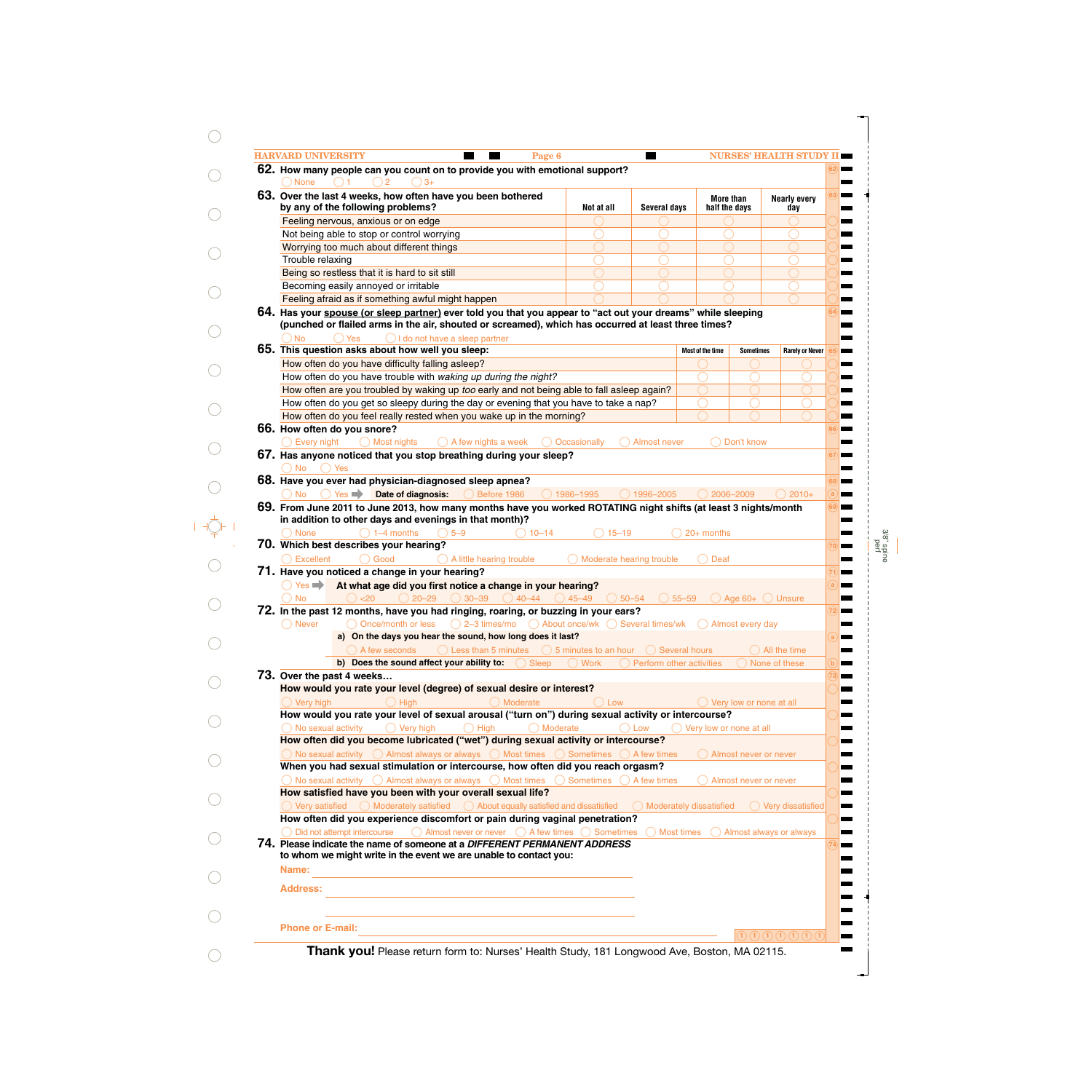**62.** How many people can you count on to provide you with emotional support?

◯ None ◯ 1 ◯ 2 ◯ 3+

**63.** Over the last 4 weeks, how often have you been bothered by any of the following problems?

| | Not at all | Several days | More than half the days | Nearly every day |
|---|---|---|---|---|
| Feeling nervous, anxious or on edge | ◯ | ◯ | ◯ | ◯ |
| Not being able to stop or control worrying | ◯ | ◯ | ◯ | ◯ |
| Worrying too much about different things | ◯ | ◯ | ◯ | ◯ |
| Trouble relaxing | ◯ | ◯ | ◯ | ◯ |
| Being so restless that it is hard to sit still | ◯ | ◯ | ◯ | ◯ |
| Becoming easily annoyed or irritable | ◯ | ◯ | ◯ | ◯ |
| Feeling afraid as if something awful might happen | ◯ | ◯ | ◯ | ◯ |

**64.** Has your spouse (or sleep partner) ever told you that you appear to "act out your dreams" while sleeping (punched or flailed arms in the air, shouted or screamed), which has occurred at least three times?

◯ No ◯ Yes ◯ I do not have a sleep partner

**65.** This question asks about how well you sleep:

| | Most of the time | Sometimes | Rarely or Never |
|---|---|---|---|
| How often do you have difficulty falling asleep? | ◯ | ◯ | ◯ |
| How often do you have trouble with *waking up during the night?* | ◯ | ◯ | ◯ |
| How often are you troubled by waking up *too* early and not being able to fall asleep again? | ◯ | ◯ | ◯ |
| How often do you get so sleepy during the day or evening that you have to take a nap? | ◯ | ◯ | ◯ |
| How often do you feel really rested when you wake up in the morning? | ◯ | ◯ | ◯ |

**66.** How often do you snore?

◯ Every night ◯ Most nights ◯ A few nights a week ◯ Occasionally ◯ Almost never ◯ Don't know

**67.** Has anyone noticed that you stop breathing during your sleep?

◯ No ◯ Yes

**68.** Have you ever had physician-diagnosed sleep apnea?

◯ No ◯ Yes ➡ **Date of diagnosis:** ◯ Before 1986 ◯ 1986–1995 ◯ 1996–2005 ◯ 2006–2009 ◯ 2010+

**69.** From June 2011 to June 2013, how many months have you worked ROTATING night shifts (at least 3 nights/month in addition to other days and evenings in that month)?

◯ None ◯ 1–4 months ◯ 5–9 ◯ 10–14 ◯ 15–19 ◯ 20+ months

**70.** Which best describes your hearing?

◯ Excellent ◯ Good ◯ A little hearing trouble ◯ Moderate hearing trouble ◯ Deaf

**71.** Have you noticed a change in your hearing?

◯ Yes ➡ **At what age did you first notice a change in your hearing?**

◯ No ◯ <20 ◯ 20–29 ◯ 30–39 ◯ 40–44 ◯ 45–49 ◯ 50–54 ◯ 55–59 ◯ Age 60+ ◯ Unsure

**72.** In the past 12 months, have you had ringing, roaring, or buzzing in your ears?

◯ Never ◯ Once/month or less ◯ 2–3 times/mo ◯ About once/wk ◯ Several times/wk ◯ Almost every day

**a)** On the days you hear the sound, how long does it last?

◯ A few seconds ◯ Less than 5 minutes ◯ 5 minutes to an hour ◯ Several hours ◯ All the time

**b)** Does the sound affect your ability to: ◯ Sleep ◯ Work ◯ Perform other activities ◯ None of these

**73.** Over the past 4 weeks…

**How would you rate your level (degree) of sexual desire or interest?**

◯ Very high ◯ High ◯ Moderate ◯ Low ◯ Very low or none at all

**How would you rate your level of sexual arousal ("turn on") during sexual activity or intercourse?**

◯ No sexual activity ◯ Very high ◯ High ◯ Moderate ◯ Low ◯ Very low or none at all

**How often did you become lubricated ("wet") during sexual activity or intercourse?**

◯ No sexual activity ◯ Almost always or always ◯ Most times ◯ Sometimes ◯ A few times ◯ Almost never or never

**When you had sexual stimulation or intercourse, how often did you reach orgasm?**

◯ No sexual activity ◯ Almost always or always ◯ Most times ◯ Sometimes ◯ A few times ◯ Almost never or never

**How satisfied have you been with your overall sexual life?**

◯ Very satisfied ◯ Moderately satisfied ◯ About equally satisfied and dissatisfied ◯ Moderately dissatisfied ◯ Very dissatisfied

**How often did you experience discomfort or pain during vaginal penetration?**

◯ Did not attempt intercourse ◯ Almost never or never ◯ A few times ◯ Sometimes ◯ Most times ◯ Almost always or always

**74.** Please indicate the name of someone at a *DIFFERENT PERMANENT ADDRESS* to whom we might write in the event we are unable to contact you:

**Name:** ______________________________

**Address:** ______________________________

______________________________

**Phone or E-mail:** ______________________________

**Thank you!** Please return form to: Nurses' Health Study, 181 Longwood Ave, Boston, MA 02115.